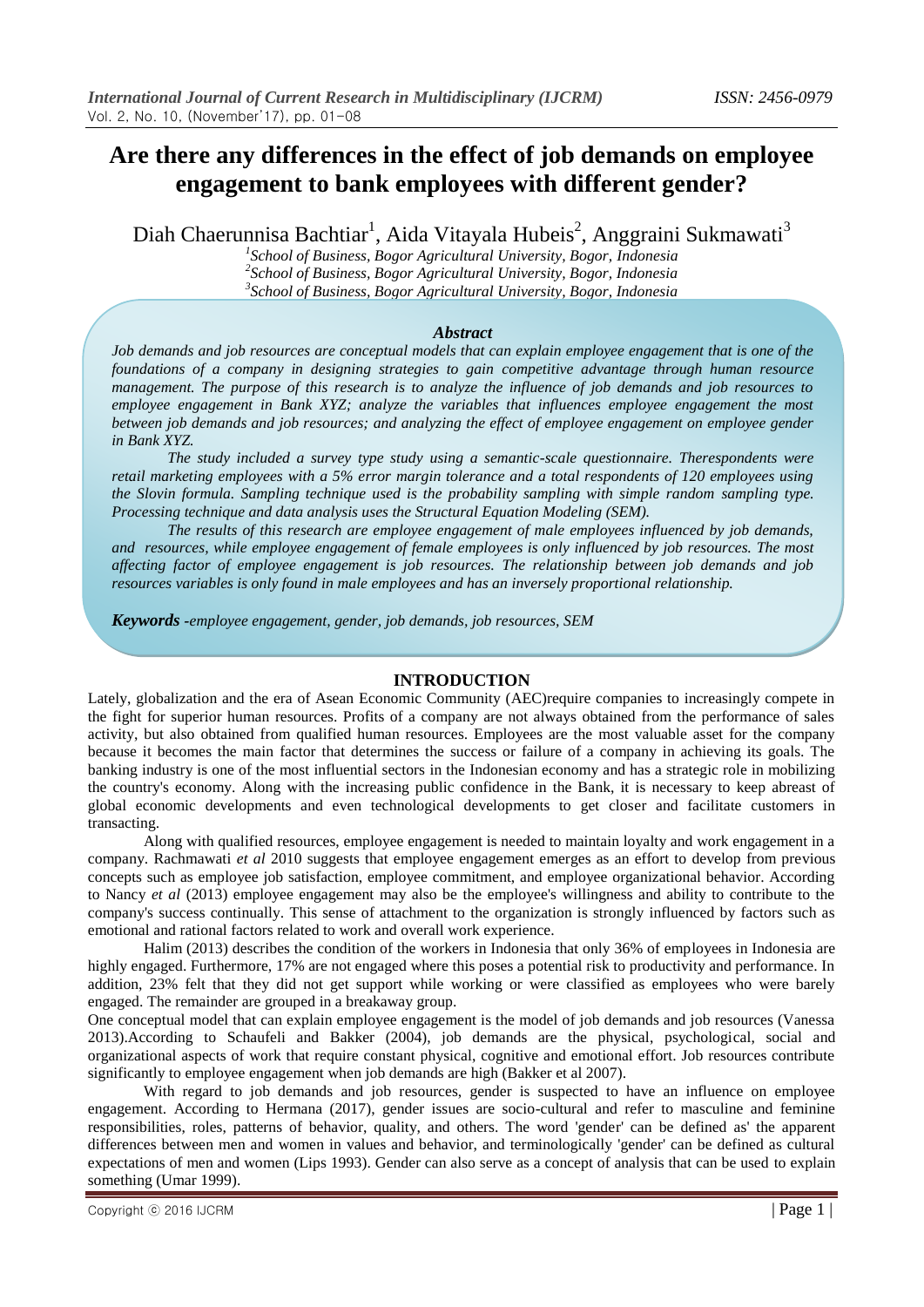# Are there any differences in the effect of job demands on employee engagement to bank employees with different gender?

Diah Chaerunnisa Bachtiar[1], Aida Vitayala Hubeis[2], Anggraini Sukmawati[3]

[1]*School of Business, Bogor Agricultural University, Bogor, Indonesia*
[2]*School of Business, Bogor Agricultural University, Bogor, Indonesia*
[3]*School of Business, Bogor Agricultural University, Bogor, Indonesia*

### *Abstract*

*Job demands and job resources are conceptual models that can explain employee engagement that is one of the foundations of a company in designing strategies to gain competitive advantage through human resource management. The purpose of this research is to analyze the influence of job demands and job resources to employee engagement in Bank XYZ; analyze the variables that influences employee engagement the most between job demands and job resources; and analyzing the effect of employee engagement on employee gender in Bank XYZ.*

*The study included a survey type study using a semantic-scale questionnaire. Therespondents were retail marketing employees with a 5% error margin tolerance and a total respondents of 120 employees using the Slovin formula. Sampling technique used is the probability sampling with simple random sampling type. Processing technique and data analysis uses the Structural Equation Modeling (SEM).*

*The results of this research are employee engagement of male employees influenced by job demands, and resources, while employee engagement of female employees is only influenced by job resources. The most affecting factor of employee engagement is job resources. The relationship between job demands and job resources variables is only found in male employees and has an inversely proportional relationship.*

***Keywords** -employee engagement, gender, job demands, job resources, SEM*

## INTRODUCTION

Lately, globalization and the era of Asean Economic Community (AEC)require companies to increasingly compete in the fight for superior human resources. Profits of a company are not always obtained from the performance of sales activity, but also obtained from qualified human resources. Employees are the most valuable asset for the company because it becomes the main factor that determines the success or failure of a company in achieving its goals. The banking industry is one of the most influential sectors in the Indonesian economy and has a strategic role in mobilizing the country's economy. Along with the increasing public confidence in the Bank, it is necessary to keep abreast of global economic developments and even technological developments to get closer and facilitate customers in transacting.

Along with qualified resources, employee engagement is needed to maintain loyalty and work engagement in a company. Rachmawati *et al* 2010 suggests that employee engagement emerges as an effort to develop from previous concepts such as employee job satisfaction, employee commitment, and employee organizational behavior. According to Nancy *et al* (2013) employee engagement may also be the employee's willingness and ability to contribute to the company's success continually. This sense of attachment to the organization is strongly influenced by factors such as emotional and rational factors related to work and overall work experience.

Halim (2013) describes the condition of the workers in Indonesia that only 36% of employees in Indonesia are highly engaged. Furthermore, 17% are not engaged where this poses a potential risk to productivity and performance. In addition, 23% felt that they did not get support while working or were classified as employees who were barely engaged. The remainder are grouped in a breakaway group.

One conceptual model that can explain employee engagement is the model of job demands and job resources (Vanessa 2013).According to Schaufeli and Bakker (2004), job demands are the physical, psychological, social and organizational aspects of work that require constant physical, cognitive and emotional effort. Job resources contribute significantly to employee engagement when job demands are high (Bakker et al 2007).

With regard to job demands and job resources, gender is suspected to have an influence on employee engagement. According to Hermana (2017), gender issues are socio-cultural and refer to masculine and feminine responsibilities, roles, patterns of behavior, quality, and others. The word 'gender' can be defined as' the apparent differences between men and women in values and behavior, and terminologically 'gender' can be defined as cultural expectations of men and women (Lips 1993). Gender can also serve as a concept of analysis that can be used to explain something (Umar 1999).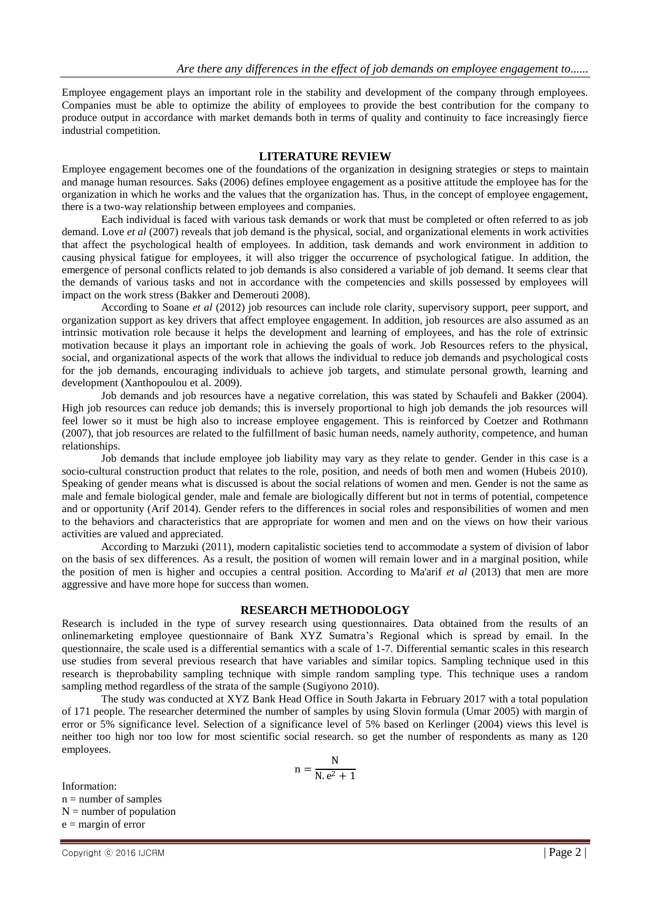Employee engagement plays an important role in the stability and development of the company through employees. Companies must be able to optimize the ability of employees to provide the best contribution for the company to produce output in accordance with market demands both in terms of quality and continuity to face increasingly fierce industrial competition.

## LITERATURE REVIEW

Employee engagement becomes one of the foundations of the organization in designing strategies or steps to maintain and manage human resources. Saks (2006) defines employee engagement as a positive attitude the employee has for the organization in which he works and the values that the organization has. Thus, in the concept of employee engagement, there is a two-way relationship between employees and companies.

Each individual is faced with various task demands or work that must be completed or often referred to as job demand. Love *et al* (2007) reveals that job demand is the physical, social, and organizational elements in work activities that affect the psychological health of employees. In addition, task demands and work environment in addition to causing physical fatigue for employees, it will also trigger the occurrence of psychological fatigue. In addition, the emergence of personal conflicts related to job demands is also considered a variable of job demand. It seems clear that the demands of various tasks and not in accordance with the competencies and skills possessed by employees will impact on the work stress (Bakker and Demerouti 2008).

According to Soane *et al* (2012) job resources can include role clarity, supervisory support, peer support, and organization support as key drivers that affect employee engagement. In addition, job resources are also assumed as an intrinsic motivation role because it helps the development and learning of employees, and has the role of extrinsic motivation because it plays an important role in achieving the goals of work. Job Resources refers to the physical, social, and organizational aspects of the work that allows the individual to reduce job demands and psychological costs for the job demands, encouraging individuals to achieve job targets, and stimulate personal growth, learning and development (Xanthopoulou et al. 2009).

Job demands and job resources have a negative correlation, this was stated by Schaufeli and Bakker (2004). High job resources can reduce job demands; this is inversely proportional to high job demands the job resources will feel lower so it must be high also to increase employee engagement. This is reinforced by Coetzer and Rothmann (2007), that job resources are related to the fulfillment of basic human needs, namely authority, competence, and human relationships.

Job demands that include employee job liability may vary as they relate to gender. Gender in this case is a socio-cultural construction product that relates to the role, position, and needs of both men and women (Hubeis 2010). Speaking of gender means what is discussed is about the social relations of women and men. Gender is not the same as male and female biological gender, male and female are biologically different but not in terms of potential, competence and or opportunity (Arif 2014). Gender refers to the differences in social roles and responsibilities of women and men to the behaviors and characteristics that are appropriate for women and men and on the views on how their various activities are valued and appreciated.

According to Marzuki (2011), modern capitalistic societies tend to accommodate a system of division of labor on the basis of sex differences. As a result, the position of women will remain lower and in a marginal position, while the position of men is higher and occupies a central position. According to Ma'arif *et al* (2013) that men are more aggressive and have more hope for success than women.

## RESEARCH METHODOLOGY

Research is included in the type of survey research using questionnaires. Data obtained from the results of an onlinemarketing employee questionnaire of Bank XYZ Sumatra's Regional which is spread by email. In the questionnaire, the scale used is a differential semantics with a scale of 1-7. Differential semantic scales in this research use studies from several previous research that have variables and similar topics. Sampling technique used in this research is theprobability sampling technique with simple random sampling type. This technique uses a random sampling method regardless of the strata of the sample (Sugiyono 2010).

The study was conducted at XYZ Bank Head Office in South Jakarta in February 2017 with a total population of 171 people. The researcher determined the number of samples by using Slovin formula (Umar 2005) with margin of error or 5% significance level. Selection of a significance level of 5% based on Kerlinger (2004) views this level is neither too high nor too low for most scientific social research. so get the number of respondents as many as 120 employees.

$$n = \frac{N}{N.e^2 + 1}$$

Information:
n = number of samples
N = number of population
e = margin of error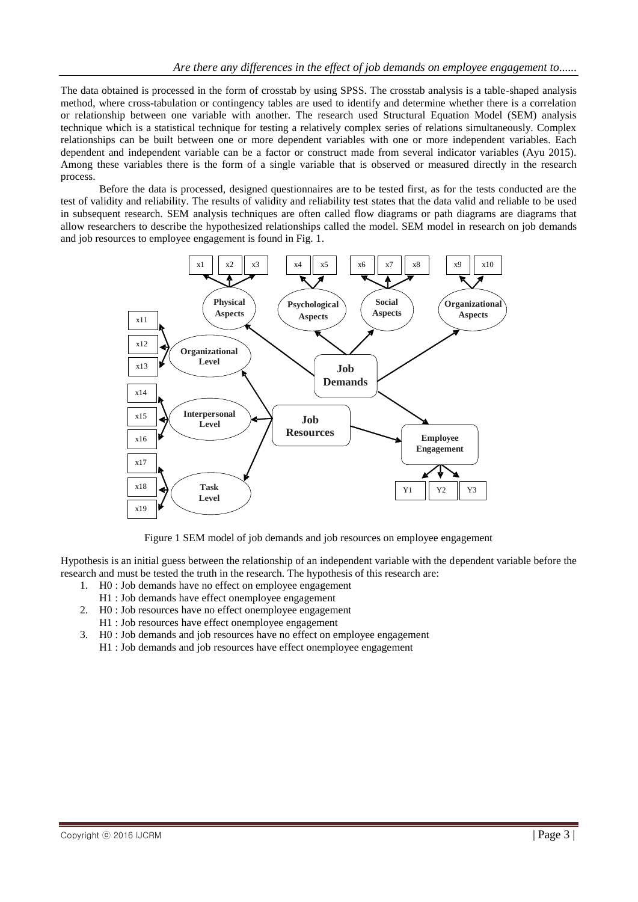The data obtained is processed in the form of crosstab by using SPSS. The crosstab analysis is a table-shaped analysis method, where cross-tabulation or contingency tables are used to identify and determine whether there is a correlation or relationship between one variable with another. The research used Structural Equation Model (SEM) analysis technique which is a statistical technique for testing a relatively complex series of relations simultaneously. Complex relationships can be built between one or more dependent variables with one or more independent variables. Each dependent and independent variable can be a factor or construct made from several indicator variables (Ayu 2015). Among these variables there is the form of a single variable that is observed or measured directly in the research process.

Before the data is processed, designed questionnaires are to be tested first, as for the tests conducted are the test of validity and reliability. The results of validity and reliability test states that the data valid and reliable to be used in subsequent research. SEM analysis techniques are often called flow diagrams or path diagrams are diagrams that allow researchers to describe the hypothesized relationships called the model. SEM model in research on job demands and job resources to employee engagement is found in Fig. 1.

Figure 1 SEM model of job demands and job resources on employee engagement

Hypothesis is an initial guess between the relationship of an independent variable with the dependent variable before the research and must be tested the truth in the research. The hypothesis of this research are:

1. H0 : Job demands have no effect on employee engagement
   H1 : Job demands have effect onemployee engagement
2. H0 : Job resources have no effect onemployee engagement
   H1 : Job resources have effect onemployee engagement
3. H0 : Job demands and job resources have no effect on employee engagement
   H1 : Job demands and job resources have effect onemployee engagement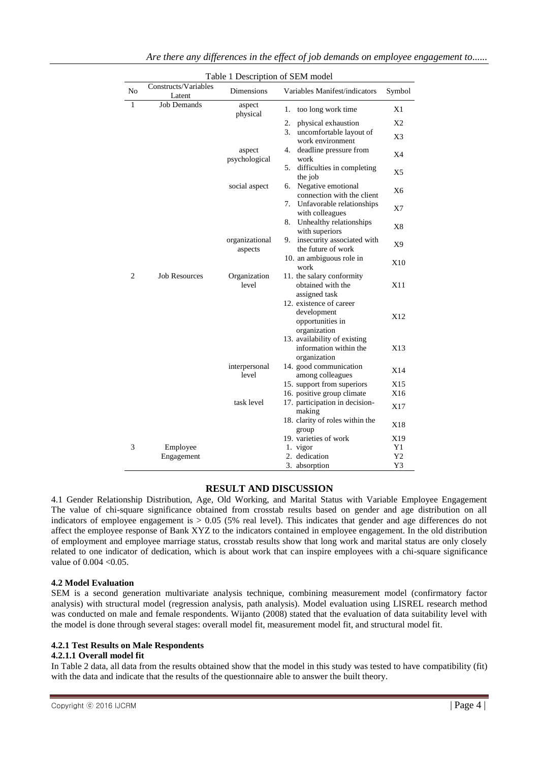Table 1 Description of SEM model

| No | Constructs/Variables Latent | Dimensions | Variables Manifest/indicators | Symbol |
|---|---|---|---|---|
| 1 | Job Demands | aspect physical | 1. too long work time | X1 |
| | | | 2. physical exhaustion | X2 |
| | | | 3. uncomfortable layout of work environment | X3 |
| | | aspect psychological | 4. deadline pressure from work | X4 |
| | | | 5. difficulties in completing the job | X5 |
| | | social aspect | 6. Negative emotional connection with the client | X6 |
| | | | 7. Unfavorable relationships with colleagues | X7 |
| | | | 8. Unhealthy relationships with superiors | X8 |
| | | organizational aspects | 9. insecurity associated with the future of work | X9 |
| | | | 10. an ambiguous role in work | X10 |
| 2 | Job Resources | Organization level | 11. the salary conformity obtained with the assigned task | X11 |
| | | | 12. existence of career development opportunities in organization | X12 |
| | | | 13. availability of existing information within the organization | X13 |
| | | interpersonal level | 14. good communication among colleagues | X14 |
| | | | 15. support from superiors | X15 |
| | | | 16. positive group climate | X16 |
| | | task level | 17. participation in decision-making | X17 |
| | | | 18. clarity of roles within the group | X18 |
| | | | 19. varieties of work | X19 |
| 3 | Employee Engagement | | 1. vigor | Y1 |
| | | | 2. dedication | Y2 |
| | | | 3. absorption | Y3 |

## RESULT AND DISCUSSION

4.1 Gender Relationship Distribution, Age, Old Working, and Marital Status with Variable Employee Engagement The value of chi-square significance obtained from crosstab results based on gender and age distribution on all indicators of employee engagement is > 0.05 (5% real level). This indicates that gender and age differences do not affect the employee response of Bank XYZ to the indicators contained in employee engagement. In the old distribution of employment and employee marriage status, crosstab results show that long work and marital status are only closely related to one indicator of dedication, which is about work that can inspire employees with a chi-square significance value of 0.004 <0.05.

### 4.2 Model Evaluation

SEM is a second generation multivariate analysis technique, combining measurement model (confirmatory factor analysis) with structural model (regression analysis, path analysis). Model evaluation using LISREL research method was conducted on male and female respondents. Wijanto (2008) stated that the evaluation of data suitability level with the model is done through several stages: overall model fit, measurement model fit, and structural model fit.

#### 4.2.1 Test Results on Male Respondents

#### 4.2.1.1 Overall model fit

In Table 2 data, all data from the results obtained show that the model in this study was tested to have compatibility (fit) with the data and indicate that the results of the questionnaire able to answer the built theory.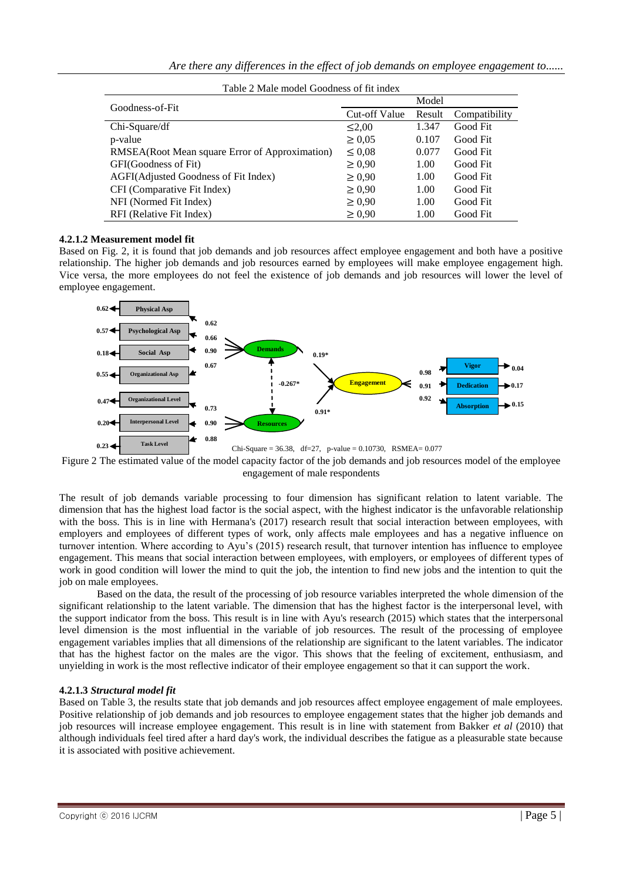Table 2 Male model Goodness of fit index

| Goodness-of-Fit | Model | | |
|---|---|---|---|
| | Cut-off Value | Result | Compatibility |
| Chi-Square/df | ≤2,00 | 1.347 | Good Fit |
| p-value | ≥ 0,05 | 0.107 | Good Fit |
| RMSEA(Root Mean square Error of Approximation) | ≤ 0,08 | 0.077 | Good Fit |
| GFI(Goodness of Fit) | ≥ 0,90 | 1.00 | Good Fit |
| AGFI(Adjusted Goodness of Fit Index) | ≥ 0,90 | 1.00 | Good Fit |
| CFI (Comparative Fit Index) | ≥ 0,90 | 1.00 | Good Fit |
| NFI (Normed Fit Index) | ≥ 0,90 | 1.00 | Good Fit |
| RFI (Relative Fit Index) | ≥ 0,90 | 1.00 | Good Fit |

#### 4.2.1.2 Measurement model fit

Based on Fig. 2, it is found that job demands and job resources affect employee engagement and both have a positive relationship. The higher job demands and job resources earned by employees will make employee engagement high. Vice versa, the more employees do not feel the existence of job demands and job resources will lower the level of employee engagement.

Chi-Square = 36.38, df=27, p-value = 0.10730, RSMEA= 0.077

Figure 2 The estimated value of the model capacity factor of the job demands and job resources model of the employee engagement of male respondents

The result of job demands variable processing to four dimension has significant relation to latent variable. The dimension that has the highest load factor is the social aspect, with the highest indicator is the unfavorable relationship with the boss. This is in line with Hermana's (2017) research result that social interaction between employees, with employers and employees of different types of work, only affects male employees and has a negative influence on turnover intention. Where according to Ayu's (2015) research result, that turnover intention has influence to employee engagement. This means that social interaction between employees, with employers, or employees of different types of work in good condition will lower the mind to quit the job, the intention to find new jobs and the intention to quit the job on male employees.

Based on the data, the result of the processing of job resource variables interpreted the whole dimension of the significant relationship to the latent variable. The dimension that has the highest factor is the interpersonal level, with the support indicator from the boss. This result is in line with Ayu's research (2015) which states that the interpersonal level dimension is the most influential in the variable of job resources. The result of the processing of employee engagement variables implies that all dimensions of the relationship are significant to the latent variables. The indicator that has the highest factor on the males are the vigor. This shows that the feeling of excitement, enthusiasm, and unyielding in work is the most reflective indicator of their employee engagement so that it can support the work.

#### 4.2.1.3 *Structural model fit*

Based on Table 3, the results state that job demands and job resources affect employee engagement of male employees. Positive relationship of job demands and job resources to employee engagement states that the higher job demands and job resources will increase employee engagement. This result is in line with statement from Bakker *et al* (2010) that although individuals feel tired after a hard day's work, the individual describes the fatigue as a pleasurable state because it is associated with positive achievement.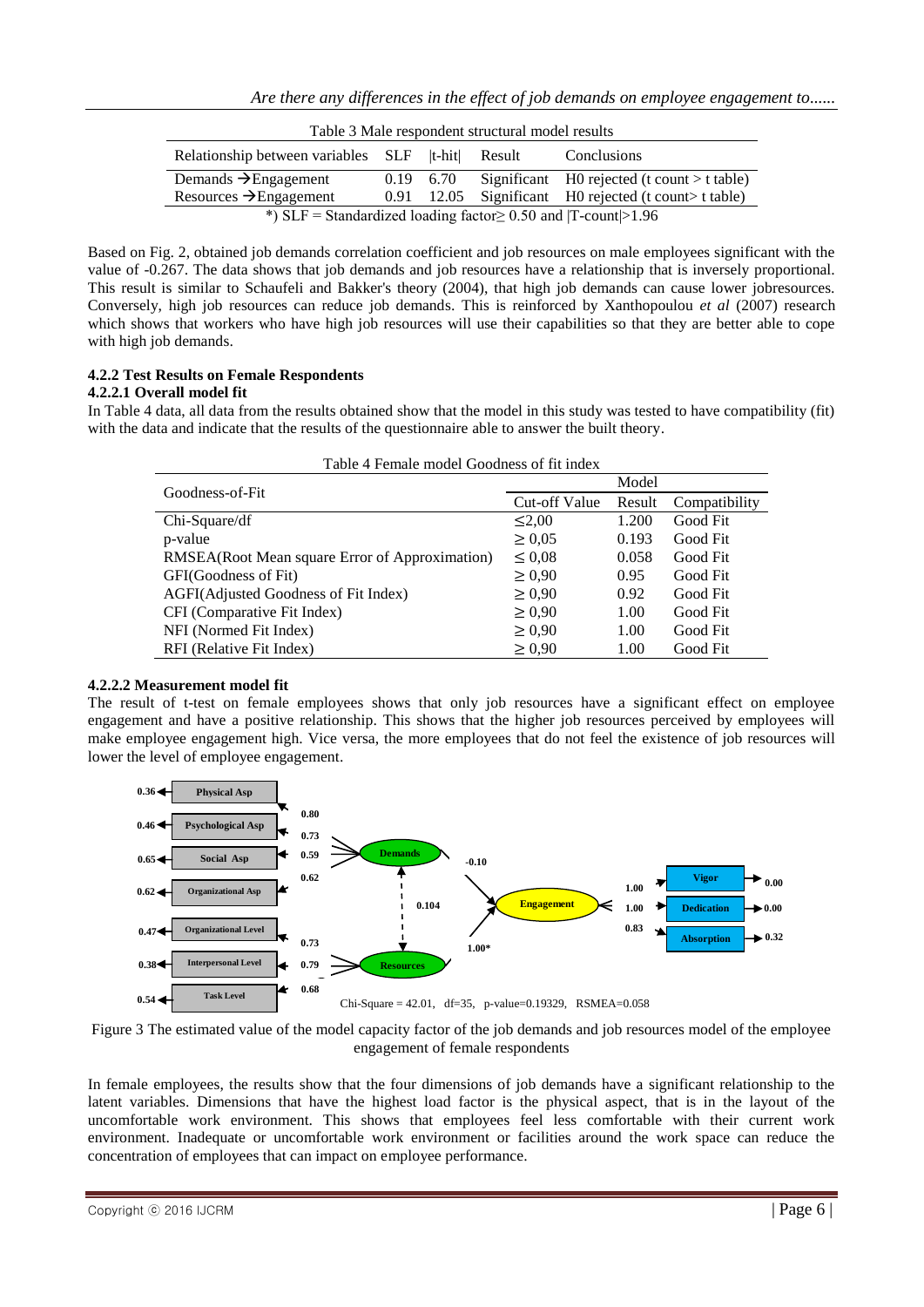Table 3 Male respondent structural model results

| Relationship between variables | SLF | \|t-hit\| | Result | Conclusions |
|---|---|---|---|---|
| Demands →Engagement | 0.19 | 6.70 | Significant | H0 rejected (t count > t table) |
| Resources →Engagement | 0.91 | 12.05 | Significant | H0 rejected (t count> t table) |

*) SLF = Standardized loading factor≥ 0.50 and |T-count|>1.96

Based on Fig. 2, obtained job demands correlation coefficient and job resources on male employees significant with the value of -0.267. The data shows that job demands and job resources have a relationship that is inversely proportional. This result is similar to Schaufeli and Bakker's theory (2004), that high job demands can cause lower jobresources. Conversely, high job resources can reduce job demands. This is reinforced by Xanthopoulou *et al* (2007) research which shows that workers who have high job resources will use their capabilities so that they are better able to cope with high job demands.

#### 4.2.2 Test Results on Female Respondents

#### 4.2.2.1 Overall model fit

In Table 4 data, all data from the results obtained show that the model in this study was tested to have compatibility (fit) with the data and indicate that the results of the questionnaire able to answer the built theory.

Table 4 Female model Goodness of fit index

| Goodness-of-Fit | Model | | |
|---|---|---|---|
| | Cut-off Value | Result | Compatibility |
| Chi-Square/df | ≤2,00 | 1.200 | Good Fit |
| p-value | ≥ 0,05 | 0.193 | Good Fit |
| RMSEA(Root Mean square Error of Approximation) | ≤ 0,08 | 0.058 | Good Fit |
| GFI(Goodness of Fit) | ≥ 0,90 | 0.95 | Good Fit |
| AGFI(Adjusted Goodness of Fit Index) | ≥ 0,90 | 0.92 | Good Fit |
| CFI (Comparative Fit Index) | ≥ 0,90 | 1.00 | Good Fit |
| NFI (Normed Fit Index) | ≥ 0,90 | 1.00 | Good Fit |
| RFI (Relative Fit Index) | ≥ 0,90 | 1.00 | Good Fit |

#### 4.2.2.2 Measurement model fit

The result of t-test on female employees shows that only job resources have a significant effect on employee engagement and have a positive relationship. This shows that the higher job resources perceived by employees will make employee engagement high. Vice versa, the more employees that do not feel the existence of job resources will lower the level of employee engagement.

Chi-Square = 42.01, df=35, p-value=0.19329, RSMEA=0.058

Figure 3 The estimated value of the model capacity factor of the job demands and job resources model of the employee engagement of female respondents

In female employees, the results show that the four dimensions of job demands have a significant relationship to the latent variables. Dimensions that have the highest load factor is the physical aspect, that is in the layout of the uncomfortable work environment. This shows that employees feel less comfortable with their current work environment. Inadequate or uncomfortable work environment or facilities around the work space can reduce the concentration of employees that can impact on employee performance.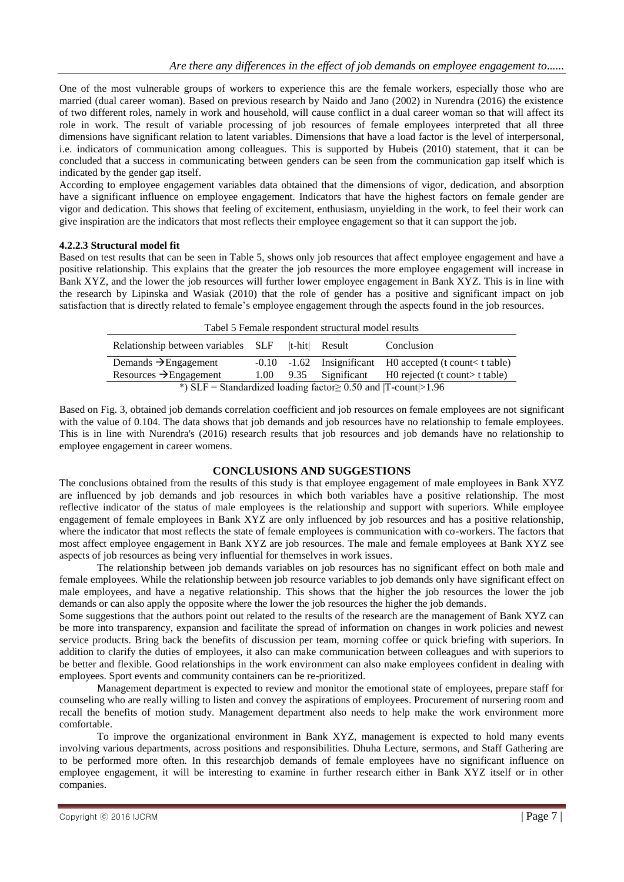One of the most vulnerable groups of workers to experience this are the female workers, especially those who are married (dual career woman). Based on previous research by Naido and Jano (2002) in Nurendra (2016) the existence of two different roles, namely in work and household, will cause conflict in a dual career woman so that will affect its role in work. The result of variable processing of job resources of female employees interpreted that all three dimensions have significant relation to latent variables. Dimensions that have a load factor is the level of interpersonal, i.e. indicators of communication among colleagues. This is supported by Hubeis (2010) statement, that it can be concluded that a success in communicating between genders can be seen from the communication gap itself which is indicated by the gender gap itself.

According to employee engagement variables data obtained that the dimensions of vigor, dedication, and absorption have a significant influence on employee engagement. Indicators that have the highest factors on female gender are vigor and dedication. This shows that feeling of excitement, enthusiasm, unyielding in the work, to feel their work can give inspiration are the indicators that most reflects their employee engagement so that it can support the job.

#### 4.2.2.3 Structural model fit

Based on test results that can be seen in Table 5, shows only job resources that affect employee engagement and have a positive relationship. This explains that the greater the job resources the more employee engagement will increase in Bank XYZ, and the lower the job resources will further lower employee engagement in Bank XYZ. This is in line with the research by Lipinska and Wasiak (2010) that the role of gender has a positive and significant impact on job satisfaction that is directly related to female's employee engagement through the aspects found in the job resources.

Tabel 5 Female respondent structural model results

| Relationship between variables | SLF | \|t-hit\| | Result | Conclusion |
|---|---|---|---|---|
| Demands → Engagement | -0.10 | -1.62 | Insignificant | H0 accepted (t count< t table) |
| Resources → Engagement | 1.00 | 9.35 | Significant | H0 rejected (t count> t table) |

*) SLF = Standardized loading factor≥ 0.50 and |T-count|>1.96

Based on Fig. 3, obtained job demands correlation coefficient and job resources on female employees are not significant with the value of 0.104. The data shows that job demands and job resources have no relationship to female employees. This is in line with Nurendra's (2016) research results that job resources and job demands have no relationship to employee engagement in career womens.

## CONCLUSIONS AND SUGGESTIONS

The conclusions obtained from the results of this study is that employee engagement of male employees in Bank XYZ are influenced by job demands and job resources in which both variables have a positive relationship. The most reflective indicator of the status of male employees is the relationship and support with superiors. While employee engagement of female employees in Bank XYZ are only influenced by job resources and has a positive relationship, where the indicator that most reflects the state of female employees is communication with co-workers. The factors that most affect employee engagement in Bank XYZ are job resources. The male and female employees at Bank XYZ see aspects of job resources as being very influential for themselves in work issues.

The relationship between job demands variables on job resources has no significant effect on both male and female employees. While the relationship between job resource variables to job demands only have significant effect on male employees, and have a negative relationship. This shows that the higher the job resources the lower the job demands or can also apply the opposite where the lower the job resources the higher the job demands.

Some suggestions that the authors point out related to the results of the research are the management of Bank XYZ can be more into transparency, expansion and facilitate the spread of information on changes in work policies and newest service products. Bring back the benefits of discussion per team, morning coffee or quick briefing with superiors. In addition to clarify the duties of employees, it also can make communication between colleagues and with superiors to be better and flexible. Good relationships in the work environment can also make employees confident in dealing with employees. Sport events and community containers can be re-prioritized.

Management department is expected to review and monitor the emotional state of employees, prepare staff for counseling who are really willing to listen and convey the aspirations of employees. Procurement of nursering room and recall the benefits of motion study. Management department also needs to help make the work environment more comfortable.

To improve the organizational environment in Bank XYZ, management is expected to hold many events involving various departments, across positions and responsibilities. Dhuha Lecture, sermons, and Staff Gathering are to be performed more often. In this researchjob demands of female employees have no significant influence on employee engagement, it will be interesting to examine in further research either in Bank XYZ itself or in other companies.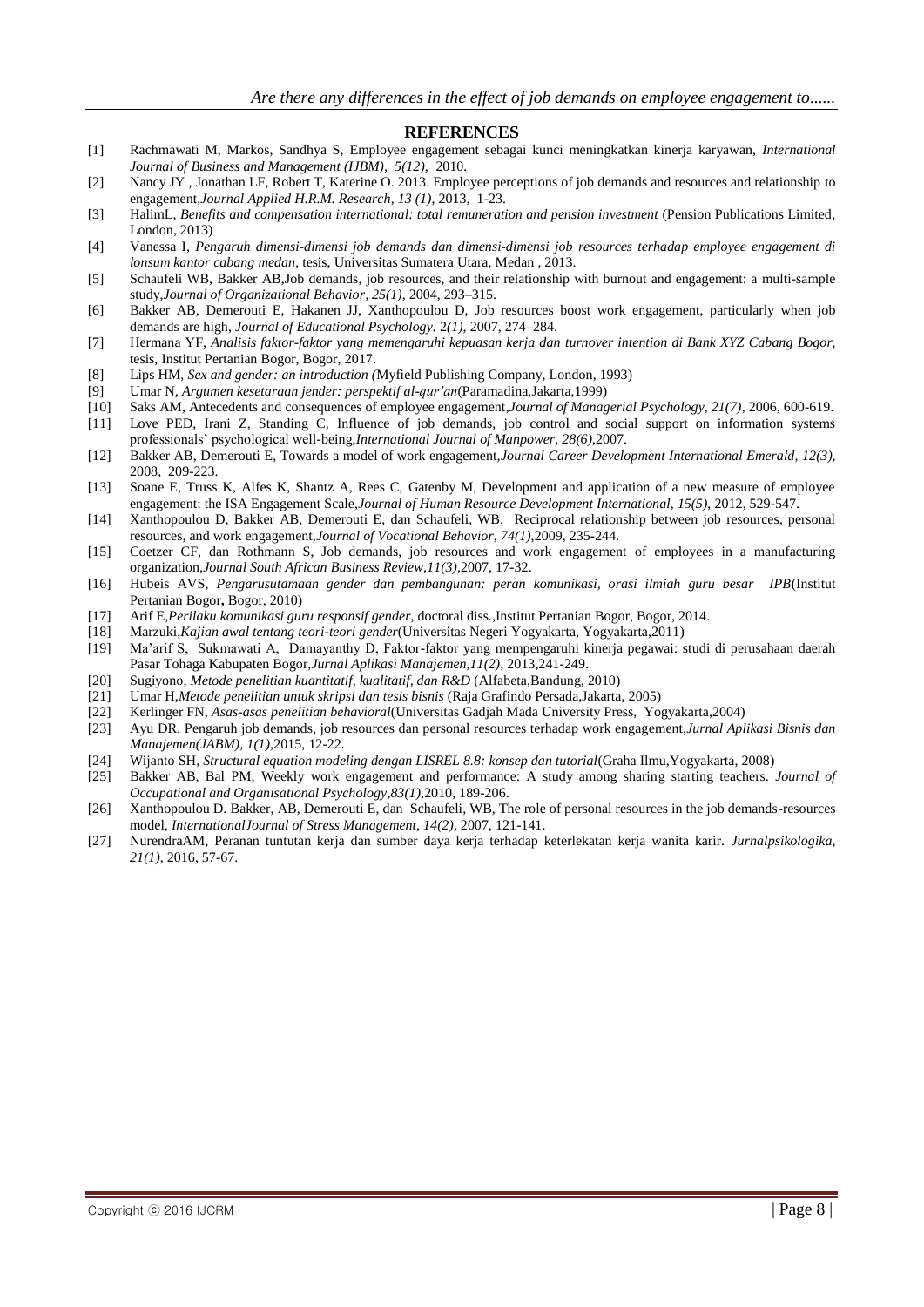## REFERENCES

[1] Rachmawati M, Markos, Sandhya S, Employee engagement sebagai kunci meningkatkan kinerja karyawan, *International Journal of Business and Management (IJBM), 5(12),* 2010.

[2] Nancy JY , Jonathan LF, Robert T, Katerine O. 2013. Employee perceptions of job demands and resources and relationship to engagement,*Journal Applied H.R.M. Research, 13 (1),* 2013, 1-23.

[3] HalimL, *Benefits and compensation international: total remuneration and pension investment* (Pension Publications Limited, London, 2013)

[4] Vanessa I, *Pengaruh dimensi-dimensi job demands dan dimensi-dimensi job resources terhadap employee engagement di lonsum kantor cabang medan,* tesis, Universitas Sumatera Utara, Medan , 2013.

[5] Schaufeli WB, Bakker AB,Job demands, job resources, and their relationship with burnout and engagement: a multi-sample study,*Journal of Organizational Behavior, 25(1),* 2004, 293–315.

[6] Bakker AB, Demerouti E, Hakanen JJ, Xanthopoulou D, Job resources boost work engagement, particularly when job demands are high, *Journal of Educational Psychology.* 2*(1),* 2007, 274–284.

[7] Hermana YF, *Analisis faktor-faktor yang memengaruhi kepuasan kerja dan turnover intention di Bank XYZ Cabang Bogor,* tesis, Institut Pertanian Bogor, Bogor, 2017.

[8] Lips HM, *Sex and gender: an introduction (*Myfield Publishing Company, London, 1993)

[9] Umar N, *Argumen kesetaraan jender: perspektif al-qur'an*(Paramadina,Jakarta,1999)

[10] Saks AM, Antecedents and consequences of employee engagement,*Journal of Managerial Psychology, 21(7),* 2006, 600-619.

[11] Love PED, Irani Z, Standing C, Influence of job demands, job control and social support on information systems professionals' psychological well-being,*International Journal of Manpower, 28(6),*2007.

[12] Bakker AB, Demerouti E, Towards a model of work engagement,*Journal Career Development International Emerald, 12(3),* 2008, 209-223.

[13] Soane E, Truss K, Alfes K, Shantz A, Rees C, Gatenby M, Development and application of a new measure of employee engagement: the ISA Engagement Scale,*Journal of Human Resource Development International, 15(5),* 2012, 529-547.

[14] Xanthopoulou D, Bakker AB, Demerouti E, dan Schaufeli, WB, Reciprocal relationship between job resources, personal resources, and work engagement,*Journal of Vocational Behavior, 74(1),*2009, 235-244.

[15] Coetzer CF, dan Rothmann S, Job demands, job resources and work engagement of employees in a manufacturing organization,*Journal South African Business Review,11(3),*2007, 17-32.

[16] Hubeis AVS, *Pengarusutamaan gender dan pembangunan: peran komunikasi, orasi ilmiah guru besar IPB*(Institut Pertanian Bogor**,** Bogor, 2010)

[17] Arif E,*Perilaku komunikasi guru responsif gender,* doctoral diss.,Institut Pertanian Bogor, Bogor, 2014.

[18] Marzuki,*Kajian awal tentang teori-teori gender*(Universitas Negeri Yogyakarta, Yogyakarta,2011)

[19] Ma'arif S, Sukmawati A, Damayanthy D, Faktor-faktor yang mempengaruhi kinerja pegawai: studi di perusahaan daerah Pasar Tohaga Kabupaten Bogor,*Jurnal Aplikasi Manajemen,11(2),* 2013,241-249.

[20] Sugiyono, *Metode penelitian kuantitatif, kualitatif, dan R&D* (Alfabeta,Bandung, 2010)

[21] Umar H,*Metode penelitian untuk skripsi dan tesis bisnis* (Raja Grafindo Persada,Jakarta, 2005)

[22] Kerlinger FN, *Asas-asas penelitian behavioral*(Universitas Gadjah Mada University Press, Yogyakarta,2004)

[23] Ayu DR. Pengaruh job demands, job resources dan personal resources terhadap work engagement,*Jurnal Aplikasi Bisnis dan Manajemen(JABM), 1(1),*2015, 12-22.

[24] Wijanto SH, *Structural equation modeling dengan LISREL 8.8: konsep dan tutorial*(Graha Ilmu,Yogyakarta, 2008)

[25] Bakker AB, Bal PM, Weekly work engagement and performance: A study among sharing starting teachers. *Journal of Occupational and Organisational Psychology,83(1),*2010, 189-206.

[26] Xanthopoulou D. Bakker, AB, Demerouti E, dan Schaufeli, WB, The role of personal resources in the job demands-resources model, *InternationalJournal of Stress Management, 14(2),* 2007, 121-141.

[27] NurendraAM, Peranan tuntutan kerja dan sumber daya kerja terhadap keterlekatan kerja wanita karir. *Jurnalpsikologika, 21(1),* 2016, 57-67.